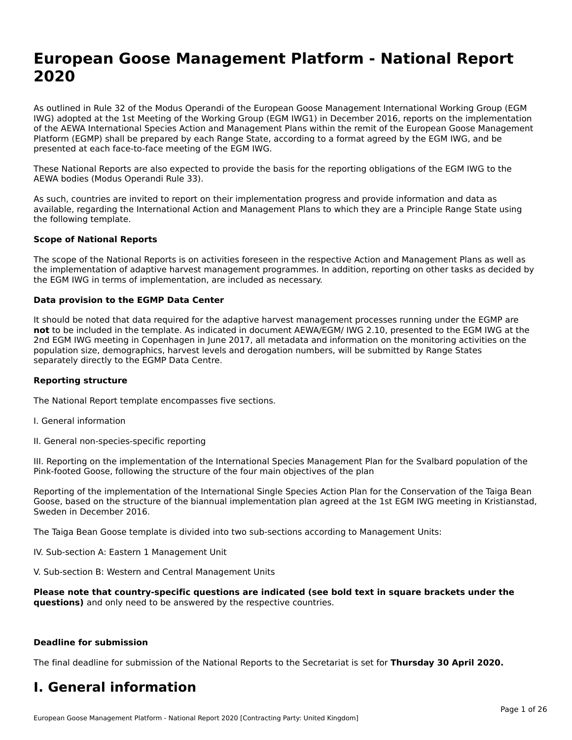# European Goose Management Platform - National Report 2020

As outlined in Rule 32 of the Modus Operandi of the European Goose Management International Working Group (EGM IWG) adopted at the 1st Meeting of the Working Group (EGM IWG1) in December 2016, reports on the implementation of the AEWA International Species Action and Management Plans within the remit of the European Goose Management Platform (EGMP) shall be prepared by each Range State, according to a format agreed by the EGM IWG, and be presented at each face-to-face meeting of the EGM IWG.

These National Reports are also expected to provide the basis for the reporting obligations of the EGM IWG to the AEWA bodies (Modus Operandi Rule 33).

As such, countries are invited to report on their implementation progress and provide information and data as available, regarding the International Action and Management Plans to which they are a Principle Range State using the following template.

**Scope of National Reports**

The scope of the National Reports is on activities foreseen in the respective Action and Management Plans as well as the implementation of adaptive harvest management programmes. In addition, reporting on other tasks as decided by the EGM IWG in terms of implementation, are included as necessary.

**Data provision to the EGMP Data Center**

It should be noted that data required for the adaptive harvest management processes running under the EGMP are **not** to be included in the template. As indicated in document AEWA/EGM/ IWG 2.10, presented to the EGM IWG at the 2nd EGM IWG meeting in Copenhagen in June 2017, all metadata and information on the monitoring activities on the population size, demographics, harvest levels and derogation numbers, will be submitted by Range States separately directly to the EGMP Data Centre.

**Reporting structure**

The National Report template encompasses five sections.

I. General information

II. General non-species-specific reporting

III. Reporting on the implementation of the International Species Management Plan for the Svalbard population of the Pink-footed Goose, following the structure of the four main objectives of the plan

Reporting of the implementation of the International Single Species Action Plan for the Conservation of the Taiga Bean Goose, based on the structure of the biannual implementation plan agreed at the 1st EGM IWG meeting in Kristianstad, Sweden in December 2016.

The Taiga Bean Goose template is divided into two sub-sections according to Management Units:

IV. Sub-section A: Eastern 1 Management Unit

V. Sub-section B: Western and Central Management Units

**Please note that country-specific questions are indicated (see bold text in square brackets under the questions)** and only need to be answered by the respective countries.

**Deadline for submission**

The final deadline for submission of the National Reports to the Secretariat is set for **Thursday 30 April 2020.**

# I. General information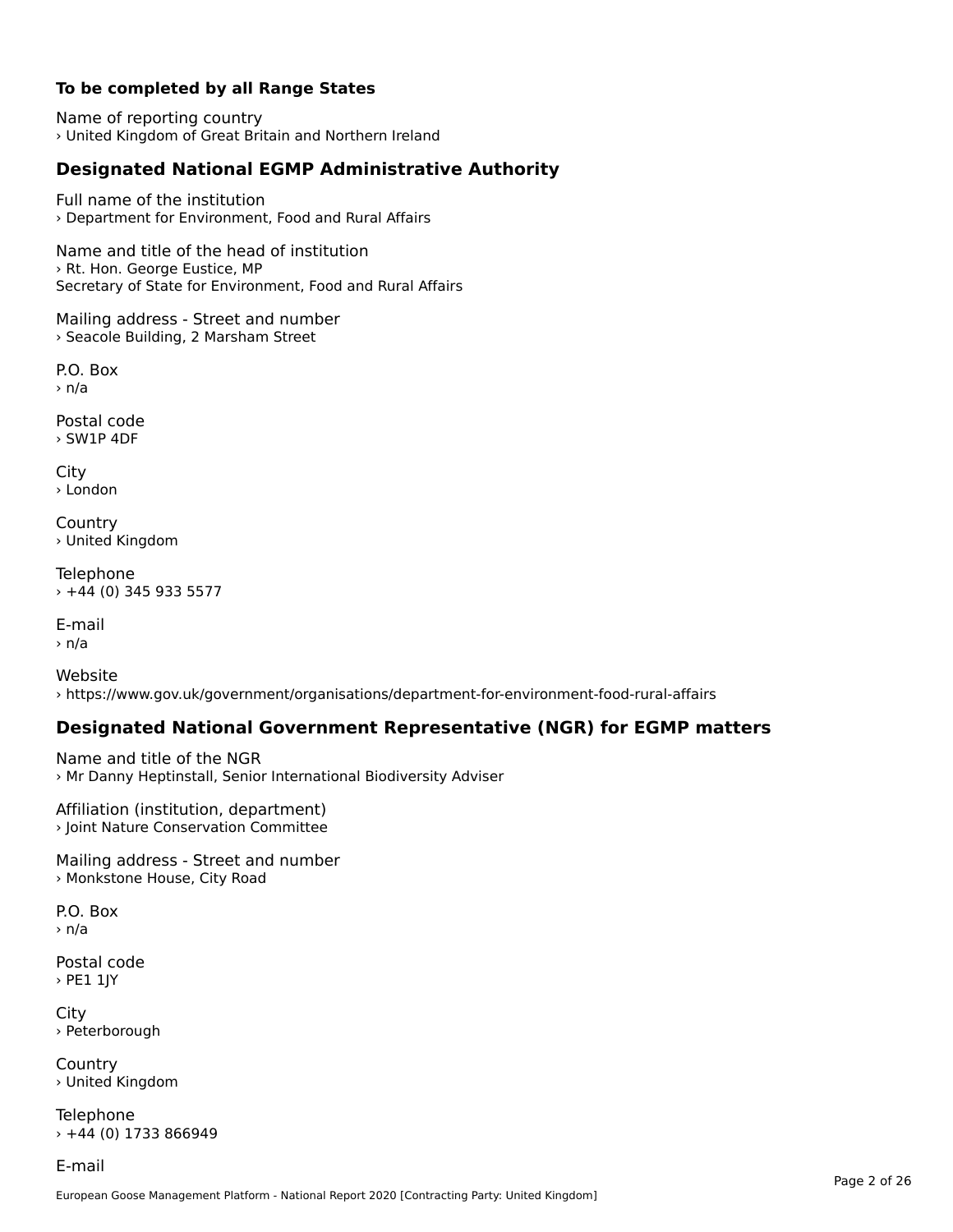**To be completed by all Range States**

Name of reporting country
› United Kingdom of Great Britain and Northern Ireland

## Designated National EGMP Administrative Authority

Full name of the institution
› Department for Environment, Food and Rural Affairs

Name and title of the head of institution
› Rt. Hon. George Eustice, MP
Secretary of State for Environment, Food and Rural Affairs

Mailing address - Street and number
› Seacole Building, 2 Marsham Street

P.O. Box
› n/a

Postal code
› SW1P 4DF

City
› London

Country
› United Kingdom

Telephone
› +44 (0) 345 933 5577

E-mail
› n/a

Website
› https://www.gov.uk/government/organisations/department-for-environment-food-rural-affairs

## Designated National Government Representative (NGR) for EGMP matters

Name and title of the NGR
› Mr Danny Heptinstall, Senior International Biodiversity Adviser

Affiliation (institution, department)
› Joint Nature Conservation Committee

Mailing address - Street and number
› Monkstone House, City Road

P.O. Box
› n/a

Postal code
› PE1 1JY

City
› Peterborough

Country
› United Kingdom

Telephone
› +44 (0) 1733 866949

E-mail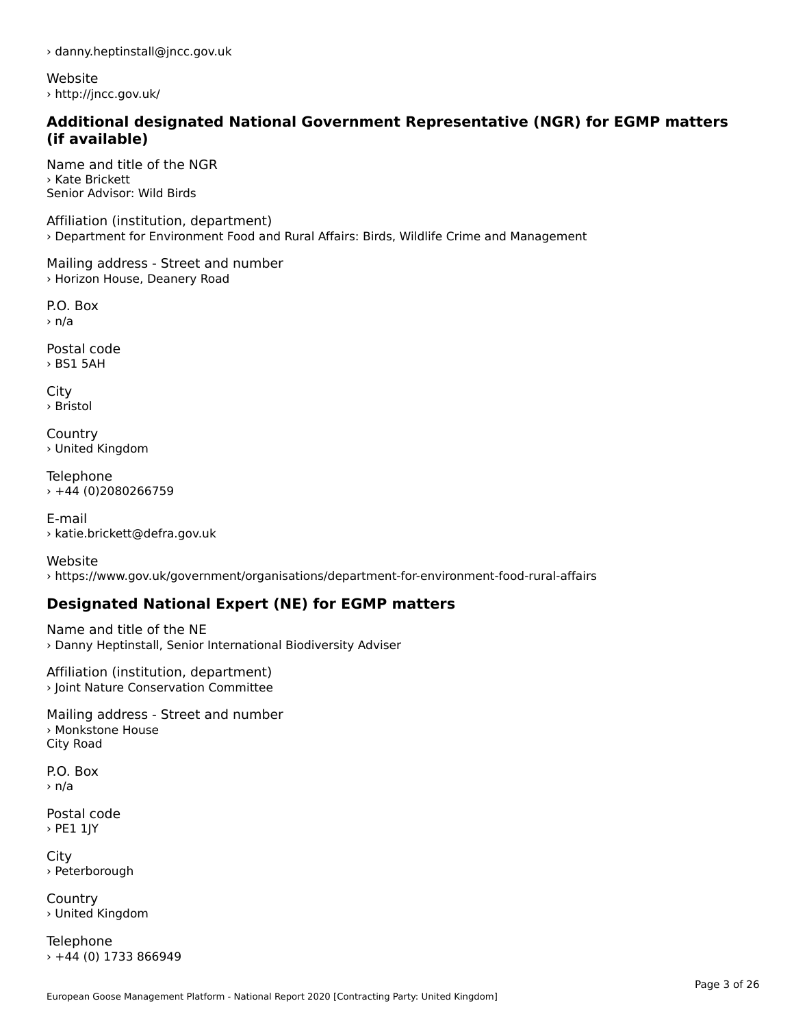› danny.heptinstall@jncc.gov.uk

Website
› http://jncc.gov.uk/

## Additional designated National Government Representative (NGR) for EGMP matters (if available)

Name and title of the NGR
› Kate Brickett
Senior Advisor: Wild Birds

Affiliation (institution, department)
› Department for Environment Food and Rural Affairs: Birds, Wildlife Crime and Management

Mailing address - Street and number
› Horizon House, Deanery Road

P.O. Box
› n/a

Postal code
› BS1 5AH

City
› Bristol

Country
› United Kingdom

Telephone
› +44 (0)2080266759

E-mail
› katie.brickett@defra.gov.uk

Website
› https://www.gov.uk/government/organisations/department-for-environment-food-rural-affairs

## Designated National Expert (NE) for EGMP matters

Name and title of the NE
› Danny Heptinstall, Senior International Biodiversity Adviser

Affiliation (institution, department)
› Joint Nature Conservation Committee

Mailing address - Street and number
› Monkstone House
City Road

P.O. Box
› n/a

Postal code
› PE1 1JY

City
› Peterborough

Country
› United Kingdom

Telephone
› +44 (0) 1733 866949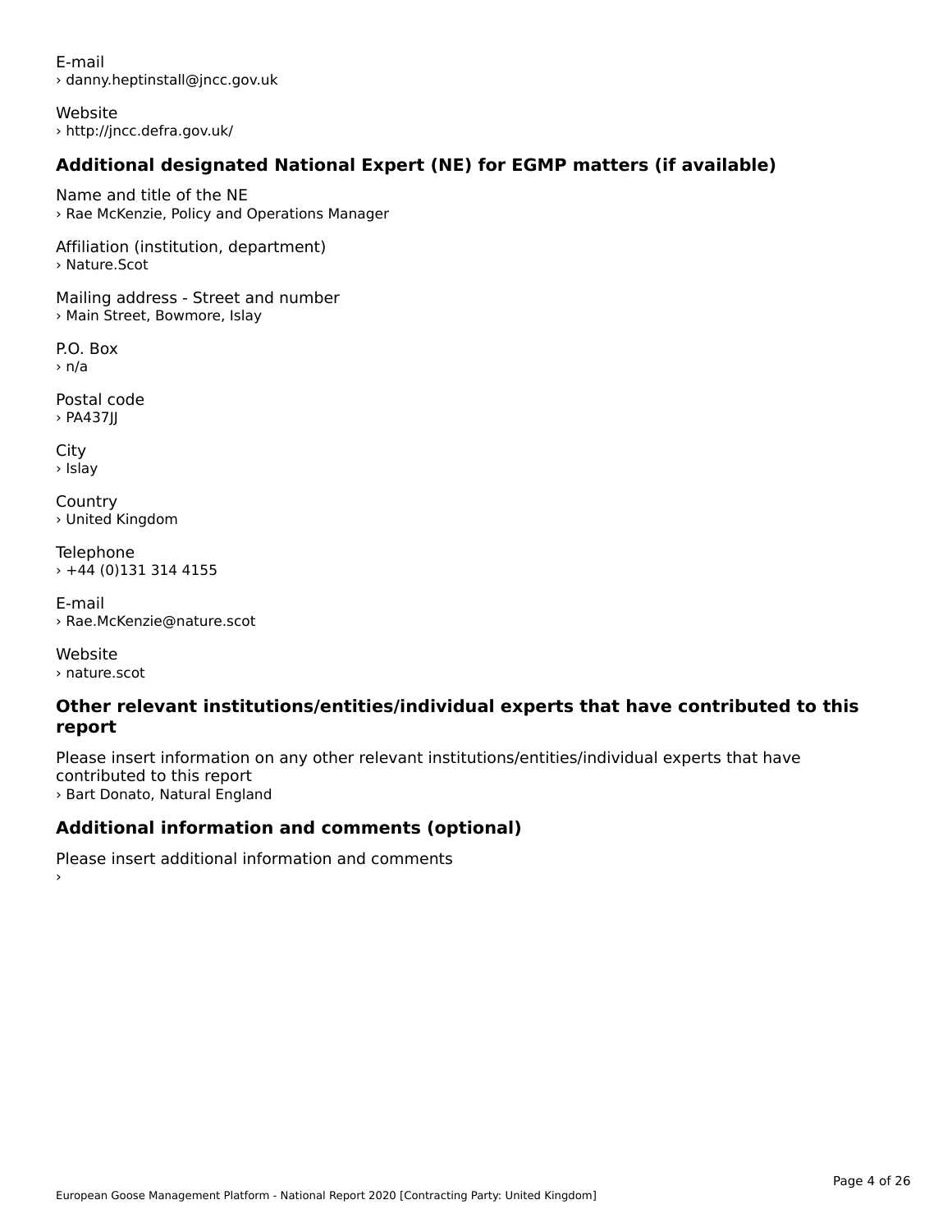E-mail
› danny.heptinstall@jncc.gov.uk

Website
› http://jncc.defra.gov.uk/

## Additional designated National Expert (NE) for EGMP matters (if available)

Name and title of the NE
› Rae McKenzie, Policy and Operations Manager

Affiliation (institution, department)
› Nature.Scot

Mailing address - Street and number
› Main Street, Bowmore, Islay

P.O. Box
› n/a

Postal code
› PA437JJ

City
› Islay

Country
› United Kingdom

Telephone
› +44 (0)131 314 4155

E-mail
› Rae.McKenzie@nature.scot

Website
› nature.scot

## Other relevant institutions/entities/individual experts that have contributed to this report

Please insert information on any other relevant institutions/entities/individual experts that have contributed to this report
› Bart Donato, Natural England

## Additional information and comments (optional)

Please insert additional information and comments
›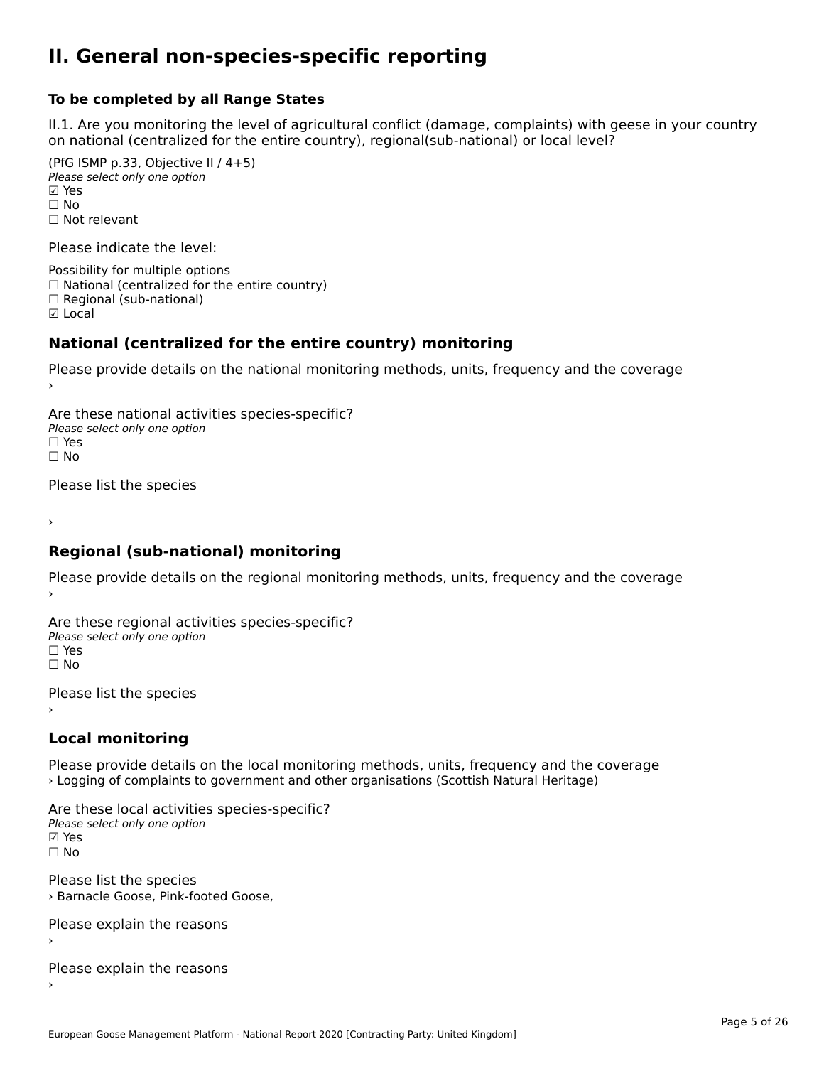# II. General non-species-specific reporting

**To be completed by all Range States**

II.1. Are you monitoring the level of agricultural conflict (damage, complaints) with geese in your country on national (centralized for the entire country), regional(sub-national) or local level?

(PfG ISMP p.33, Objective II / 4+5)
*Please select only one option*
☑ Yes
☐ No
☐ Not relevant

Please indicate the level:

Possibility for multiple options
☐ National (centralized for the entire country)
☐ Regional (sub-national)
☑ Local

## National (centralized for the entire country) monitoring

Please provide details on the national monitoring methods, units, frequency and the coverage
›

Are these national activities species-specific?
*Please select only one option*
☐ Yes
☐ No

Please list the species

›

## Regional (sub-national) monitoring

Please provide details on the regional monitoring methods, units, frequency and the coverage
›

Are these regional activities species-specific?
*Please select only one option*
☐ Yes
☐ No

Please list the species
›

## Local monitoring

Please provide details on the local monitoring methods, units, frequency and the coverage
› Logging of complaints to government and other organisations (Scottish Natural Heritage)

Are these local activities species-specific?
*Please select only one option*
☑ Yes
☐ No

Please list the species
› Barnacle Goose, Pink-footed Goose,

Please explain the reasons
›

Please explain the reasons
›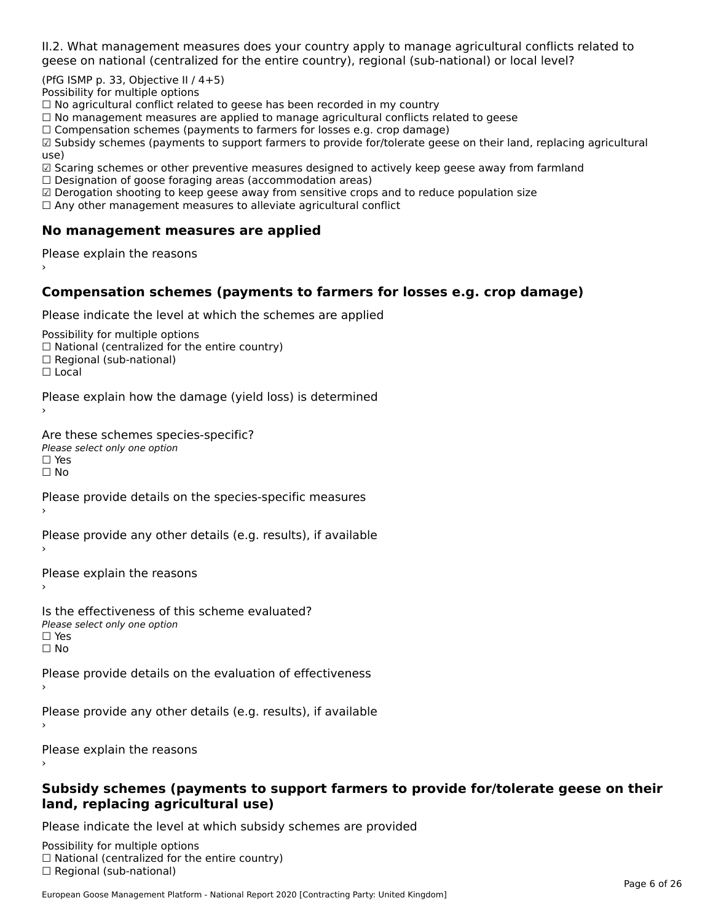II.2. What management measures does your country apply to manage agricultural conflicts related to geese on national (centralized for the entire country), regional (sub-national) or local level?

(PfG ISMP p. 33, Objective II / 4+5)
Possibility for multiple options
☐ No agricultural conflict related to geese has been recorded in my country
☐ No management measures are applied to manage agricultural conflicts related to geese
☐ Compensation schemes (payments to farmers for losses e.g. crop damage)
☑ Subsidy schemes (payments to support farmers to provide for/tolerate geese on their land, replacing agricultural use)
☑ Scaring schemes or other preventive measures designed to actively keep geese away from farmland
☐ Designation of goose foraging areas (accommodation areas)
☑ Derogation shooting to keep geese away from sensitive crops and to reduce population size
☐ Any other management measures to alleviate agricultural conflict

### No management measures are applied

Please explain the reasons
›

### Compensation schemes (payments to farmers for losses e.g. crop damage)

Please indicate the level at which the schemes are applied

Possibility for multiple options
☐ National (centralized for the entire country)
☐ Regional (sub-national)
☐ Local

Please explain how the damage (yield loss) is determined
›

Are these schemes species-specific?
*Please select only one option*
☐ Yes
☐ No

Please provide details on the species-specific measures
›

Please provide any other details (e.g. results), if available
›

Please explain the reasons
›

Is the effectiveness of this scheme evaluated?
*Please select only one option*
☐ Yes
☐ No

Please provide details on the evaluation of effectiveness
›

Please provide any other details (e.g. results), if available
›

Please explain the reasons
›

### Subsidy schemes (payments to support farmers to provide for/tolerate geese on their land, replacing agricultural use)

Please indicate the level at which subsidy schemes are provided

Possibility for multiple options
☐ National (centralized for the entire country)
☐ Regional (sub-national)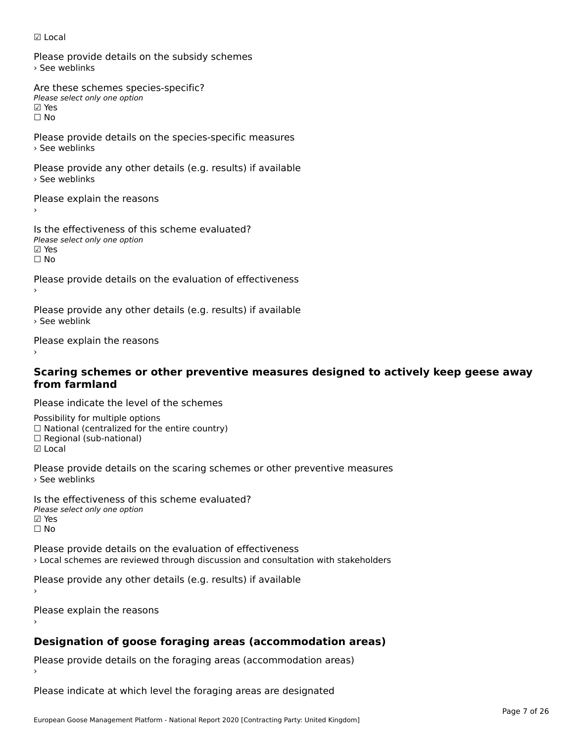☑ Local

Please provide details on the subsidy schemes
› See weblinks

Are these schemes species-specific?
*Please select only one option*
☑ Yes
☐ No

Please provide details on the species-specific measures
› See weblinks

Please provide any other details (e.g. results) if available
› See weblinks

Please explain the reasons
›

Is the effectiveness of this scheme evaluated?
*Please select only one option*
☑ Yes
☐ No

Please provide details on the evaluation of effectiveness
›

Please provide any other details (e.g. results) if available
› See weblink

Please explain the reasons
›

### Scaring schemes or other preventive measures designed to actively keep geese away from farmland

Please indicate the level of the schemes

Possibility for multiple options
☐ National (centralized for the entire country)
☐ Regional (sub-national)
☑ Local

Please provide details on the scaring schemes or other preventive measures
› See weblinks

Is the effectiveness of this scheme evaluated?
*Please select only one option*
☑ Yes
☐ No

Please provide details on the evaluation of effectiveness
› Local schemes are reviewed through discussion and consultation with stakeholders

Please provide any other details (e.g. results) if available
›

Please explain the reasons
›

### Designation of goose foraging areas (accommodation areas)

Please provide details on the foraging areas (accommodation areas)
›

Please indicate at which level the foraging areas are designated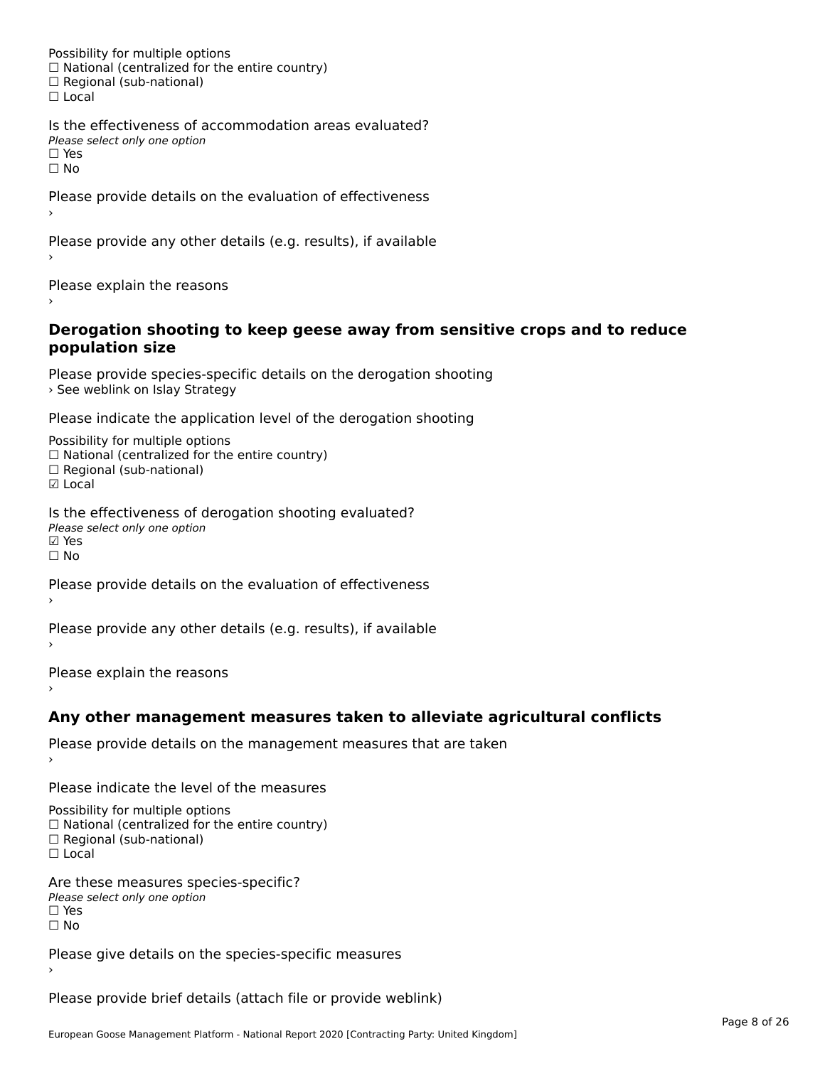Possibility for multiple options
☐ National (centralized for the entire country)
☐ Regional (sub-national)
☐ Local

Is the effectiveness of accommodation areas evaluated?
*Please select only one option*
☐ Yes
☐ No

Please provide details on the evaluation of effectiveness
›

Please provide any other details (e.g. results), if available
›

Please explain the reasons
›

### Derogation shooting to keep geese away from sensitive crops and to reduce population size

Please provide species-specific details on the derogation shooting
› See weblink on Islay Strategy

Please indicate the application level of the derogation shooting

Possibility for multiple options
☐ National (centralized for the entire country)
☐ Regional (sub-national)
☑ Local

Is the effectiveness of derogation shooting evaluated?
*Please select only one option*
☑ Yes
☐ No

Please provide details on the evaluation of effectiveness
›

Please provide any other details (e.g. results), if available
›

Please explain the reasons
›

### Any other management measures taken to alleviate agricultural conflicts

Please provide details on the management measures that are taken
›

Please indicate the level of the measures

Possibility for multiple options
☐ National (centralized for the entire country)
☐ Regional (sub-national)
☐ Local

Are these measures species-specific?
*Please select only one option*
☐ Yes
☐ No

Please give details on the species-specific measures
›

Please provide brief details (attach file or provide weblink)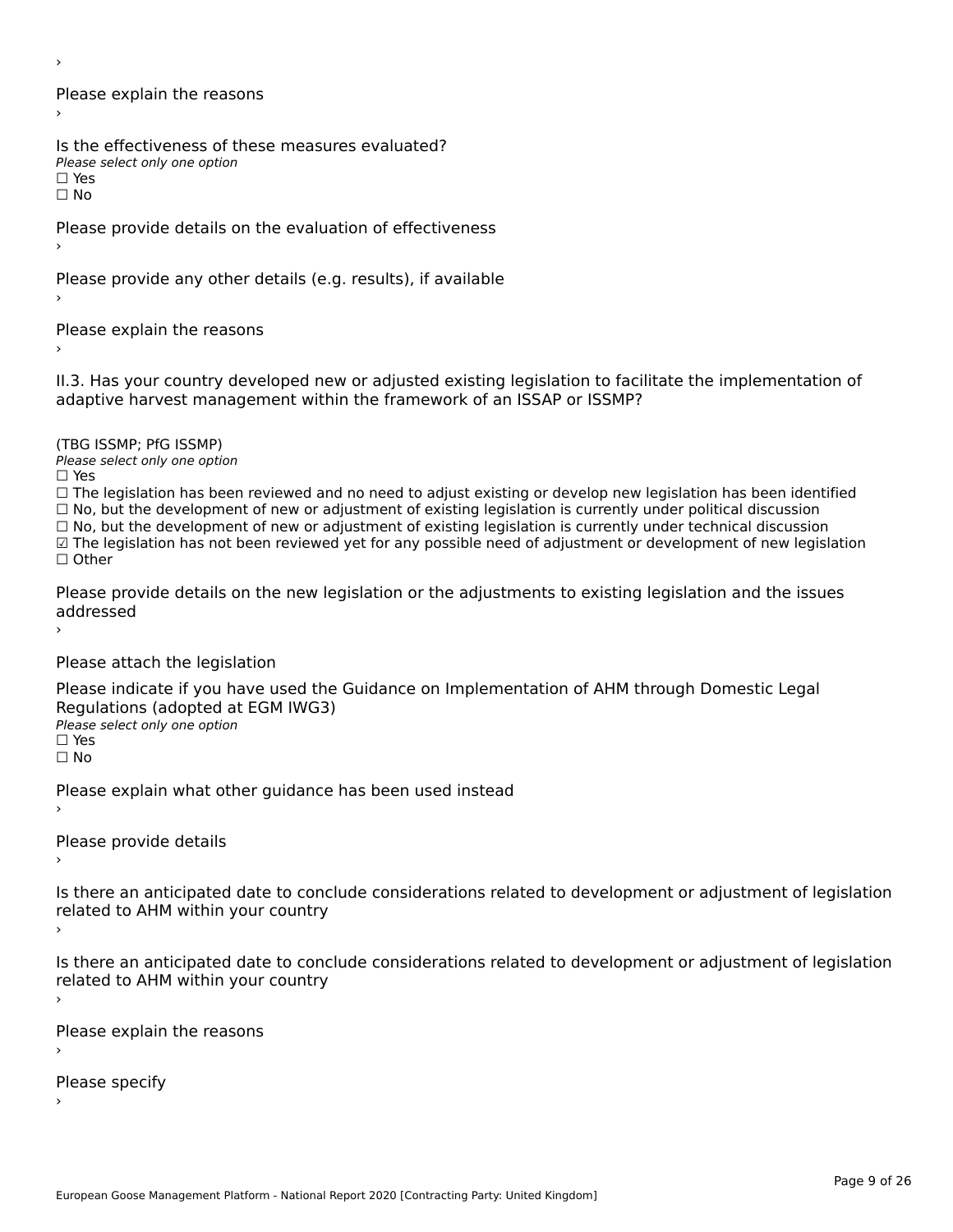›

Please explain the reasons

›

Is the effectiveness of these measures evaluated?

*Please select only one option*

☐ Yes

☐ No

Please provide details on the evaluation of effectiveness

›

Please provide any other details (e.g. results), if available

›

Please explain the reasons

›

II.3. Has your country developed new or adjusted existing legislation to facilitate the implementation of adaptive harvest management within the framework of an ISSAP or ISSMP?

(TBG ISSMP; PfG ISSMP)

*Please select only one option*

☐ Yes

☐ The legislation has been reviewed and no need to adjust existing or develop new legislation has been identified

☐ No, but the development of new or adjustment of existing legislation is currently under political discussion

☐ No, but the development of new or adjustment of existing legislation is currently under technical discussion

☑ The legislation has not been reviewed yet for any possible need of adjustment or development of new legislation

☐ Other

Please provide details on the new legislation or the adjustments to existing legislation and the issues addressed

›

Please attach the legislation

Please indicate if you have used the Guidance on Implementation of AHM through Domestic Legal Regulations (adopted at EGM IWG3)

*Please select only one option*

☐ Yes

☐ No

Please explain what other guidance has been used instead

›

Please provide details

›

Is there an anticipated date to conclude considerations related to development or adjustment of legislation related to AHM within your country

›

Is there an anticipated date to conclude considerations related to development or adjustment of legislation related to AHM within your country

›

Please explain the reasons

›

Please specify

›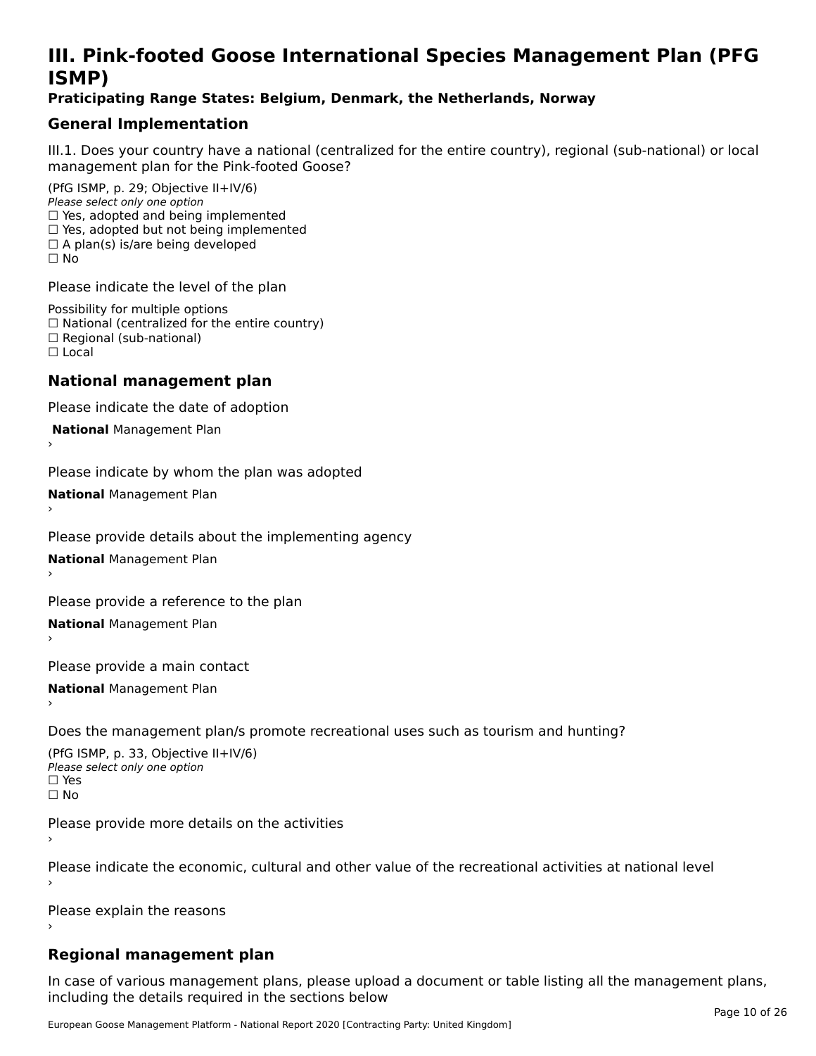# III. Pink-footed Goose International Species Management Plan (PFG ISMP)

**Praticipating Range States: Belgium, Denmark, the Netherlands, Norway**

## General Implementation

III.1. Does your country have a national (centralized for the entire country), regional (sub-national) or local management plan for the Pink-footed Goose?

(PfG ISMP, p. 29; Objective II+IV/6)

*Please select only one option*

☐ Yes, adopted and being implemented
☐ Yes, adopted but not being implemented
☐ A plan(s) is/are being developed
☐ No

Please indicate the level of the plan

Possibility for multiple options

☐ National (centralized for the entire country)
☐ Regional (sub-national)
☐ Local

## National management plan

Please indicate the date of adoption

**National** Management Plan
›

Please indicate by whom the plan was adopted

**National** Management Plan
›

Please provide details about the implementing agency

**National** Management Plan
›

Please provide a reference to the plan

**National** Management Plan
›

Please provide a main contact

**National** Management Plan
›

Does the management plan/s promote recreational uses such as tourism and hunting?

(PfG ISMP, p. 33, Objective II+IV/6)

*Please select only one option*

☐ Yes
☐ No

Please provide more details on the activities
›

Please indicate the economic, cultural and other value of the recreational activities at national level
›

Please explain the reasons
›

## Regional management plan

In case of various management plans, please upload a document or table listing all the management plans, including the details required in the sections below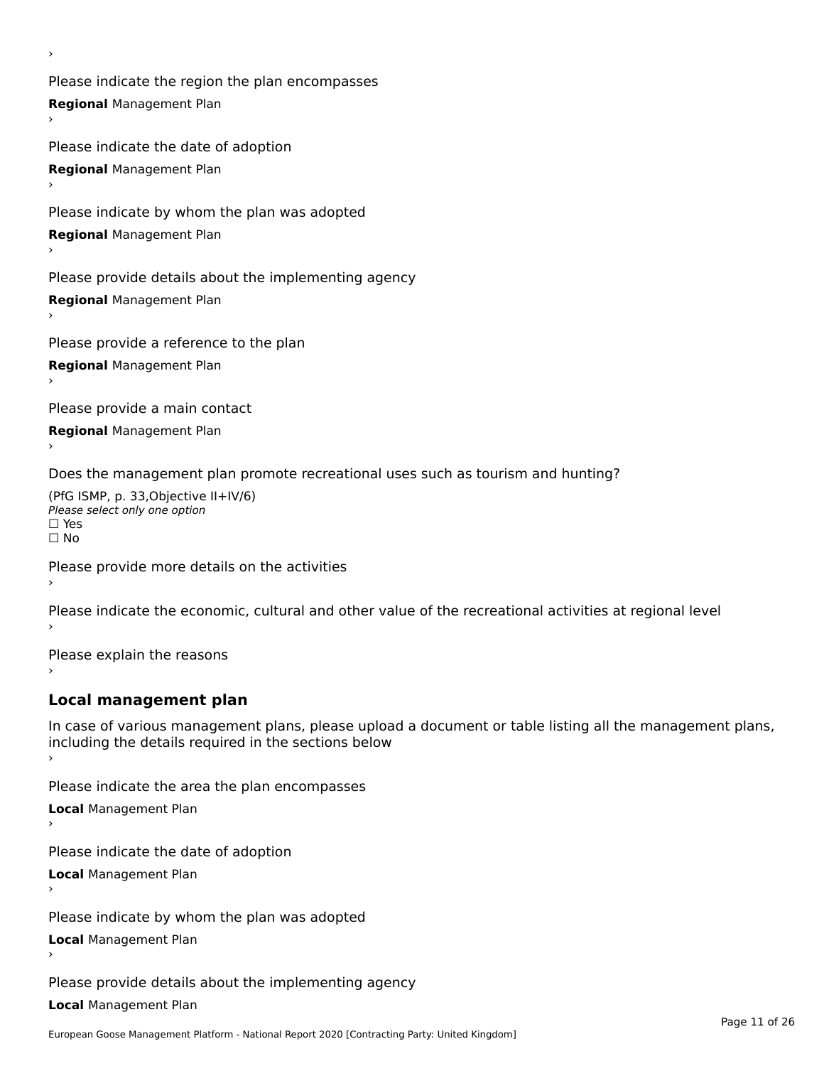›

Please indicate the region the plan encompasses

**Regional** Management Plan

›

Please indicate the date of adoption

**Regional** Management Plan

›

Please indicate by whom the plan was adopted

**Regional** Management Plan

›

Please provide details about the implementing agency

**Regional** Management Plan

›

Please provide a reference to the plan

**Regional** Management Plan

›

Please provide a main contact

**Regional** Management Plan

›

Does the management plan promote recreational uses such as tourism and hunting?

(PfG ISMP, p. 33,Objective II+IV/6)
*Please select only one option*
☐ Yes
☐ No

Please provide more details on the activities
›

Please indicate the economic, cultural and other value of the recreational activities at regional level
›

Please explain the reasons
›

## Local management plan

In case of various management plans, please upload a document or table listing all the management plans, including the details required in the sections below
›

Please indicate the area the plan encompasses

**Local** Management Plan

›

Please indicate the date of adoption

**Local** Management Plan

›

Please indicate by whom the plan was adopted

**Local** Management Plan

›

Please provide details about the implementing agency

**Local** Management Plan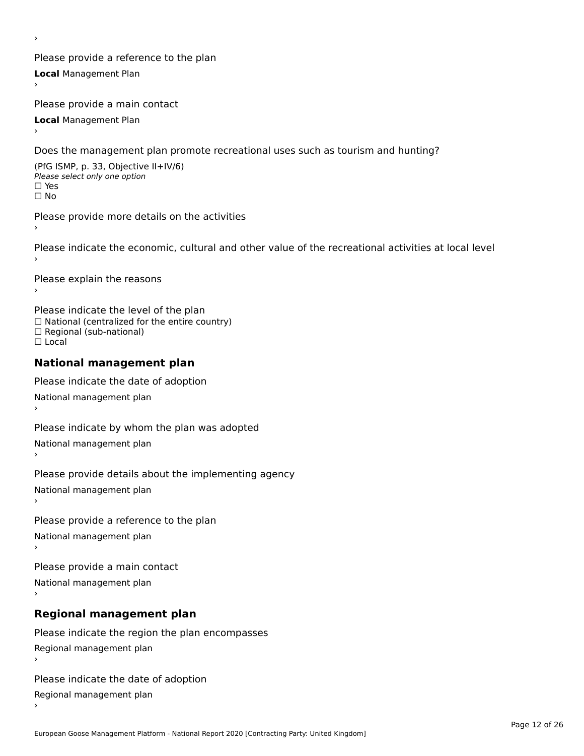›

Please provide a reference to the plan

**Local** Management Plan

›

Please provide a main contact

**Local** Management Plan

›

Does the management plan promote recreational uses such as tourism and hunting?

(PfG ISMP, p. 33, Objective II+IV/6)
*Please select only one option*
☐ Yes
☐ No

Please provide more details on the activities

›

Please indicate the economic, cultural and other value of the recreational activities at local level

›

Please explain the reasons

›

Please indicate the level of the plan
☐ National (centralized for the entire country)
☐ Regional (sub-national)
☐ Local

## National management plan

Please indicate the date of adoption

National management plan

›

Please indicate by whom the plan was adopted

National management plan

›

Please provide details about the implementing agency

National management plan

›

Please provide a reference to the plan

National management plan

›

Please provide a main contact

National management plan

›

## Regional management plan

Please indicate the region the plan encompasses

Regional management plan

›

Please indicate the date of adoption

Regional management plan

›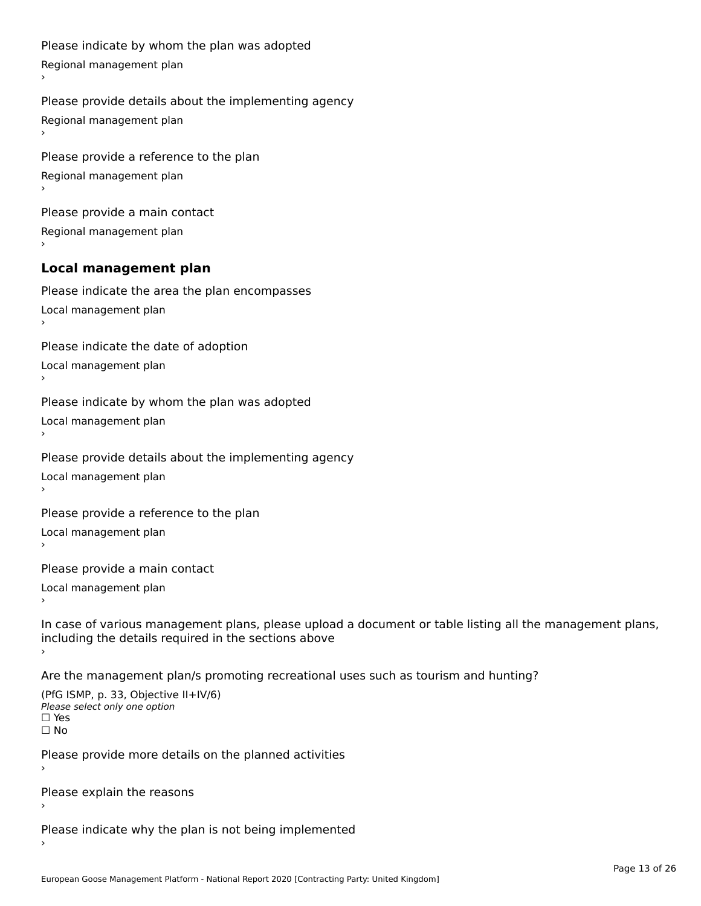Please indicate by whom the plan was adopted

Regional management plan

›

Please provide details about the implementing agency

Regional management plan

›

Please provide a reference to the plan

Regional management plan

›

Please provide a main contact

Regional management plan

›

## Local management plan

Please indicate the area the plan encompasses

Local management plan

›

Please indicate the date of adoption

Local management plan

›

Please indicate by whom the plan was adopted

Local management plan

›

Please provide details about the implementing agency

Local management plan

›

Please provide a reference to the plan

Local management plan

›

Please provide a main contact

Local management plan

›

In case of various management plans, please upload a document or table listing all the management plans, including the details required in the sections above

›

Are the management plan/s promoting recreational uses such as tourism and hunting?

(PfG ISMP, p. 33, Objective II+IV/6)

*Please select only one option*

☐ Yes

☐ No

Please provide more details on the planned activities

›

Please explain the reasons

›

Please indicate why the plan is not being implemented

›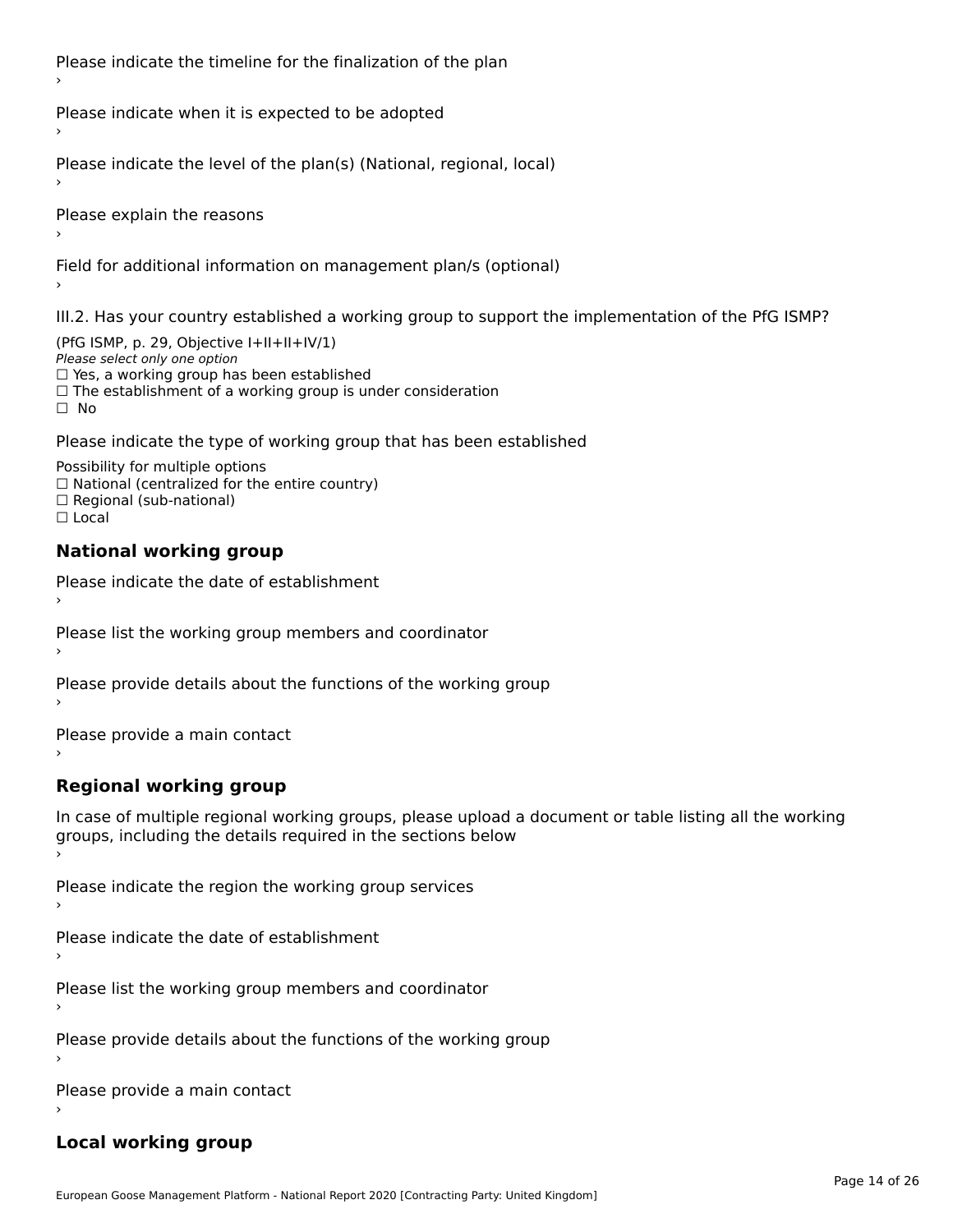Please indicate the timeline for the finalization of the plan

›

Please indicate when it is expected to be adopted

›

Please indicate the level of the plan(s) (National, regional, local)

›

Please explain the reasons

›

Field for additional information on management plan/s (optional)

›

III.2. Has your country established a working group to support the implementation of the PfG ISMP?

(PfG ISMP, p. 29, Objective I+II+II+IV/1)

*Please select only one option*

☐ Yes, a working group has been established

☐ The establishment of a working group is under consideration

☐ No

Please indicate the type of working group that has been established

Possibility for multiple options

☐ National (centralized for the entire country)

☐ Regional (sub-national)

☐ Local

## National working group

Please indicate the date of establishment

›

Please list the working group members and coordinator

›

Please provide details about the functions of the working group

›

Please provide a main contact

›

## Regional working group

In case of multiple regional working groups, please upload a document or table listing all the working groups, including the details required in the sections below

›

Please indicate the region the working group services

›

Please indicate the date of establishment

›

Please list the working group members and coordinator

›

Please provide details about the functions of the working group

›

Please provide a main contact

›

## Local working group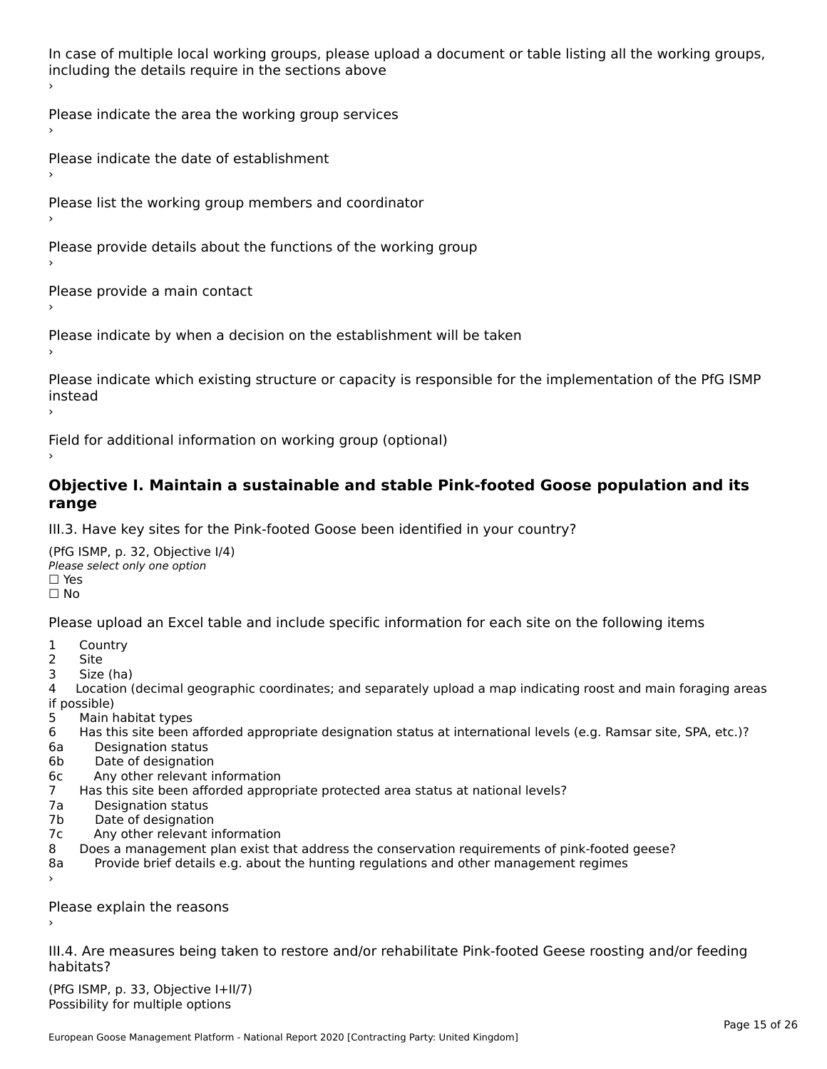In case of multiple local working groups, please upload a document or table listing all the working groups, including the details require in the sections above
›

Please indicate the area the working group services
›

Please indicate the date of establishment
›

Please list the working group members and coordinator
›

Please provide details about the functions of the working group
›

Please provide a main contact
›

Please indicate by when a decision on the establishment will be taken
›

Please indicate which existing structure or capacity is responsible for the implementation of the PfG ISMP instead
›

Field for additional information on working group (optional)
›

## Objective I. Maintain a sustainable and stable Pink-footed Goose population and its range

III.3. Have key sites for the Pink-footed Goose been identified in your country?

(PfG ISMP, p. 32, Objective I/4)
*Please select only one option*
☐ Yes
☐ No

Please upload an Excel table and include specific information for each site on the following items

1 Country
2 Site
3 Size (ha)
4 Location (decimal geographic coordinates; and separately upload a map indicating roost and main foraging areas if possible)
5 Main habitat types
6 Has this site been afforded appropriate designation status at international levels (e.g. Ramsar site, SPA, etc.)?
6a Designation status
6b Date of designation
6c Any other relevant information
7 Has this site been afforded appropriate protected area status at national levels?
7a Designation status
7b Date of designation
7c Any other relevant information
8 Does a management plan exist that address the conservation requirements of pink-footed geese?
8a Provide brief details e.g. about the hunting regulations and other management regimes
›

Please explain the reasons
›

III.4. Are measures being taken to restore and/or rehabilitate Pink-footed Geese roosting and/or feeding habitats?

(PfG ISMP, p. 33, Objective I+II/7)
Possibility for multiple options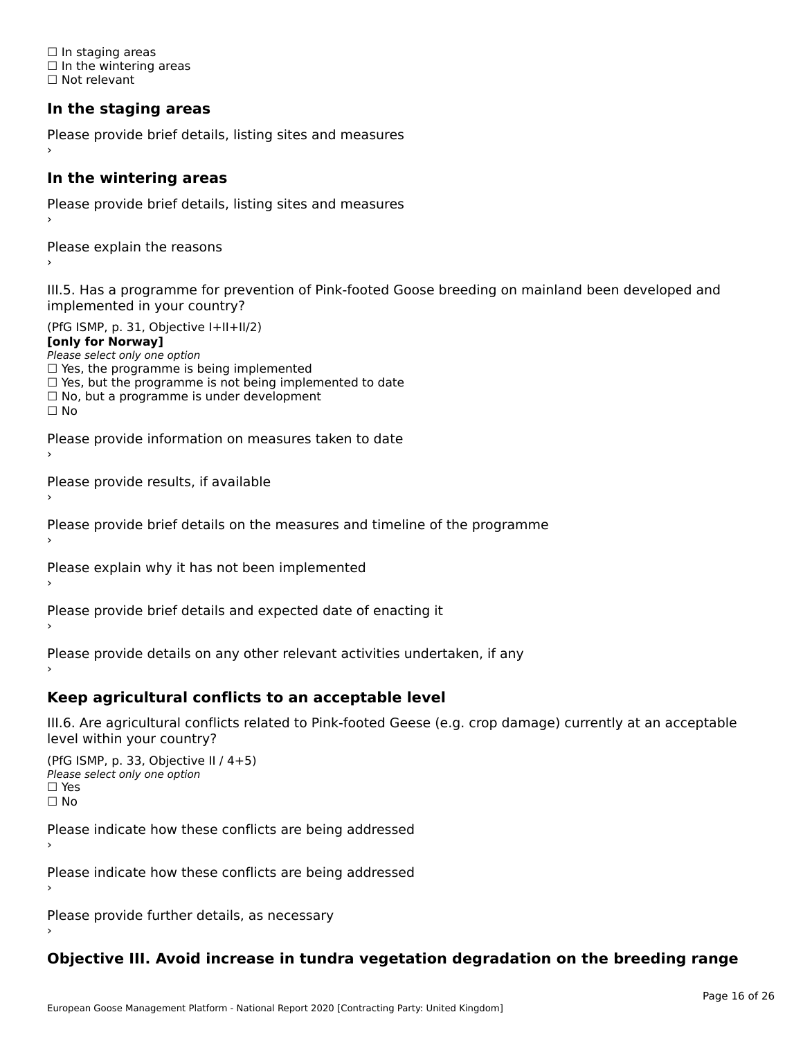☐ In staging areas
☐ In the wintering areas
☐ Not relevant

### In the staging areas

Please provide brief details, listing sites and measures
›

### In the wintering areas

Please provide brief details, listing sites and measures
›

Please explain the reasons
›

III.5. Has a programme for prevention of Pink-footed Goose breeding on mainland been developed and implemented in your country?

(PfG ISMP, p. 31, Objective I+II+II/2)
**[only for Norway]**
*Please select only one option*
☐ Yes, the programme is being implemented
☐ Yes, but the programme is not being implemented to date
☐ No, but a programme is under development
☐ No

Please provide information on measures taken to date
›

Please provide results, if available
›

Please provide brief details on the measures and timeline of the programme
›

Please explain why it has not been implemented
›

Please provide brief details and expected date of enacting it
›

Please provide details on any other relevant activities undertaken, if any
›

### Keep agricultural conflicts to an acceptable level

III.6. Are agricultural conflicts related to Pink-footed Geese (e.g. crop damage) currently at an acceptable level within your country?

(PfG ISMP, p. 33, Objective II / 4+5)
*Please select only one option*
☐ Yes
☐ No

Please indicate how these conflicts are being addressed
›

Please indicate how these conflicts are being addressed
›

Please provide further details, as necessary
›

### Objective III. Avoid increase in tundra vegetation degradation on the breeding range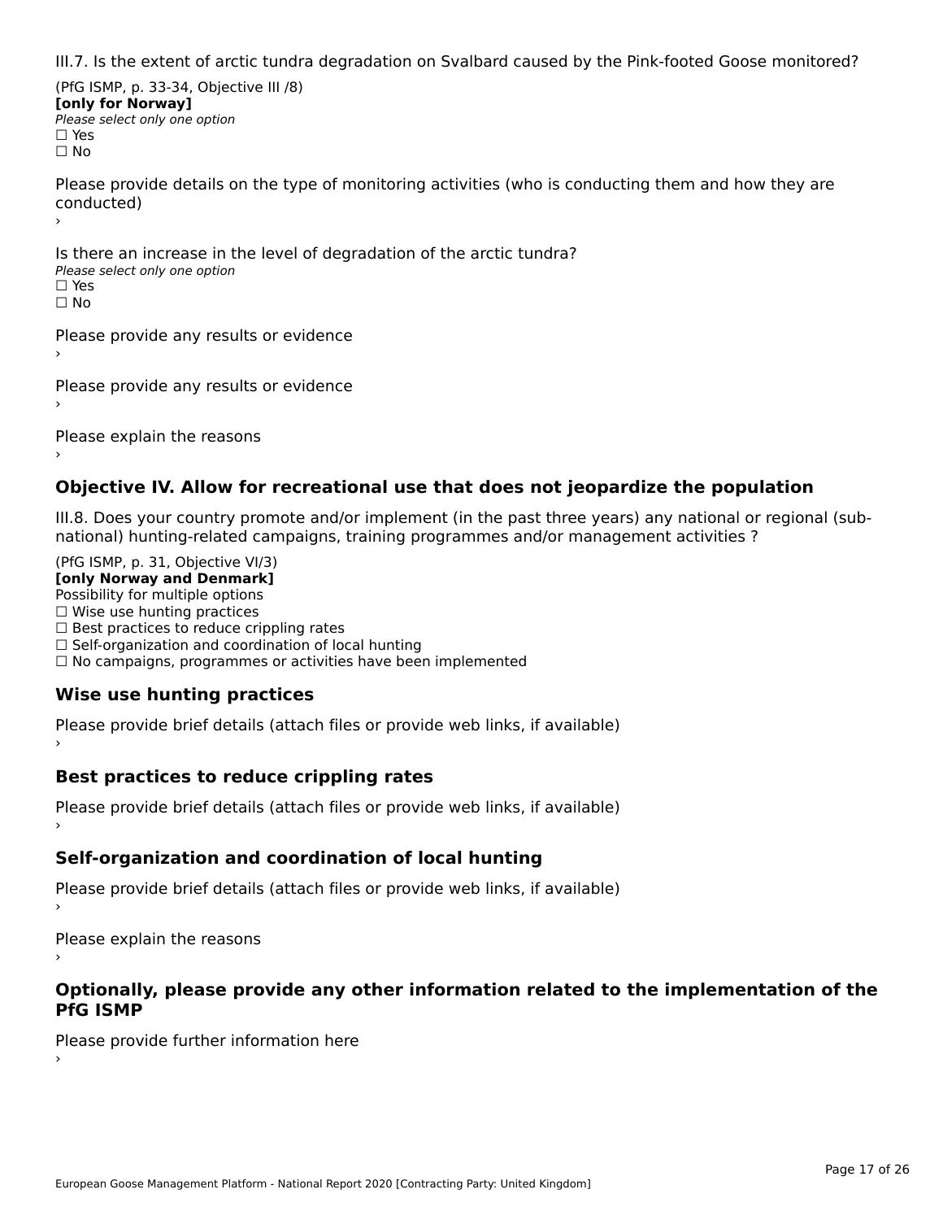III.7. Is the extent of arctic tundra degradation on Svalbard caused by the Pink-footed Goose monitored?

(PfG ISMP, p. 33-34, Objective III /8)
**[only for Norway]**
*Please select only one option*
☐ Yes
☐ No

Please provide details on the type of monitoring activities (who is conducting them and how they are conducted)
›

Is there an increase in the level of degradation of the arctic tundra?
*Please select only one option*
☐ Yes
☐ No

Please provide any results or evidence
›

Please provide any results or evidence
›

Please explain the reasons
›

## Objective IV. Allow for recreational use that does not jeopardize the population

III.8. Does your country promote and/or implement (in the past three years) any national or regional (sub-national) hunting-related campaigns, training programmes and/or management activities ?

(PfG ISMP, p. 31, Objective VI/3)
**[only Norway and Denmark]**
Possibility for multiple options
☐ Wise use hunting practices
☐ Best practices to reduce crippling rates
☐ Self-organization and coordination of local hunting
☐ No campaigns, programmes or activities have been implemented

### Wise use hunting practices

Please provide brief details (attach files or provide web links, if available)
›

### Best practices to reduce crippling rates

Please provide brief details (attach files or provide web links, if available)
›

### Self-organization and coordination of local hunting

Please provide brief details (attach files or provide web links, if available)
›

Please explain the reasons
›

### Optionally, please provide any other information related to the implementation of the PfG ISMP

Please provide further information here
›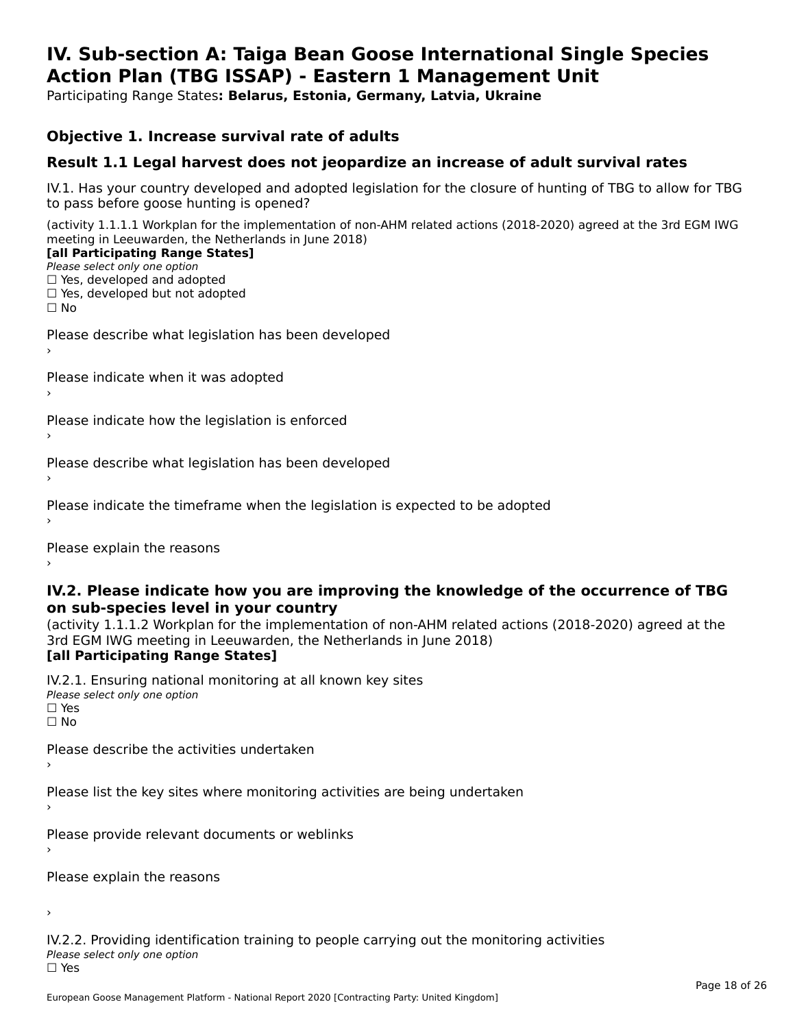# IV. Sub-section A: Taiga Bean Goose International Single Species Action Plan (TBG ISSAP) - Eastern 1 Management Unit

Participating Range States**: Belarus, Estonia, Germany, Latvia, Ukraine**

## Objective 1. Increase survival rate of adults

## Result 1.1 Legal harvest does not jeopardize an increase of adult survival rates

IV.1. Has your country developed and adopted legislation for the closure of hunting of TBG to allow for TBG to pass before goose hunting is opened?

(activity 1.1.1.1 Workplan for the implementation of non-AHM related actions (2018-2020) agreed at the 3rd EGM IWG meeting in Leeuwarden, the Netherlands in June 2018)

**[all Participating Range States]**

*Please select only one option*

☐ Yes, developed and adopted
☐ Yes, developed but not adopted
☐ No

Please describe what legislation has been developed
›

Please indicate when it was adopted
›

Please indicate how the legislation is enforced
›

Please describe what legislation has been developed
›

Please indicate the timeframe when the legislation is expected to be adopted
›

Please explain the reasons
›

### IV.2. Please indicate how you are improving the knowledge of the occurrence of TBG on sub-species level in your country

(activity 1.1.1.2 Workplan for the implementation of non-AHM related actions (2018-2020) agreed at the 3rd EGM IWG meeting in Leeuwarden, the Netherlands in June 2018)

**[all Participating Range States]**

IV.2.1. Ensuring national monitoring at all known key sites

*Please select only one option*

☐ Yes
☐ No

Please describe the activities undertaken
›

Please list the key sites where monitoring activities are being undertaken
›

Please provide relevant documents or weblinks
›

Please explain the reasons

›

IV.2.2. Providing identification training to people carrying out the monitoring activities

*Please select only one option*

☐ Yes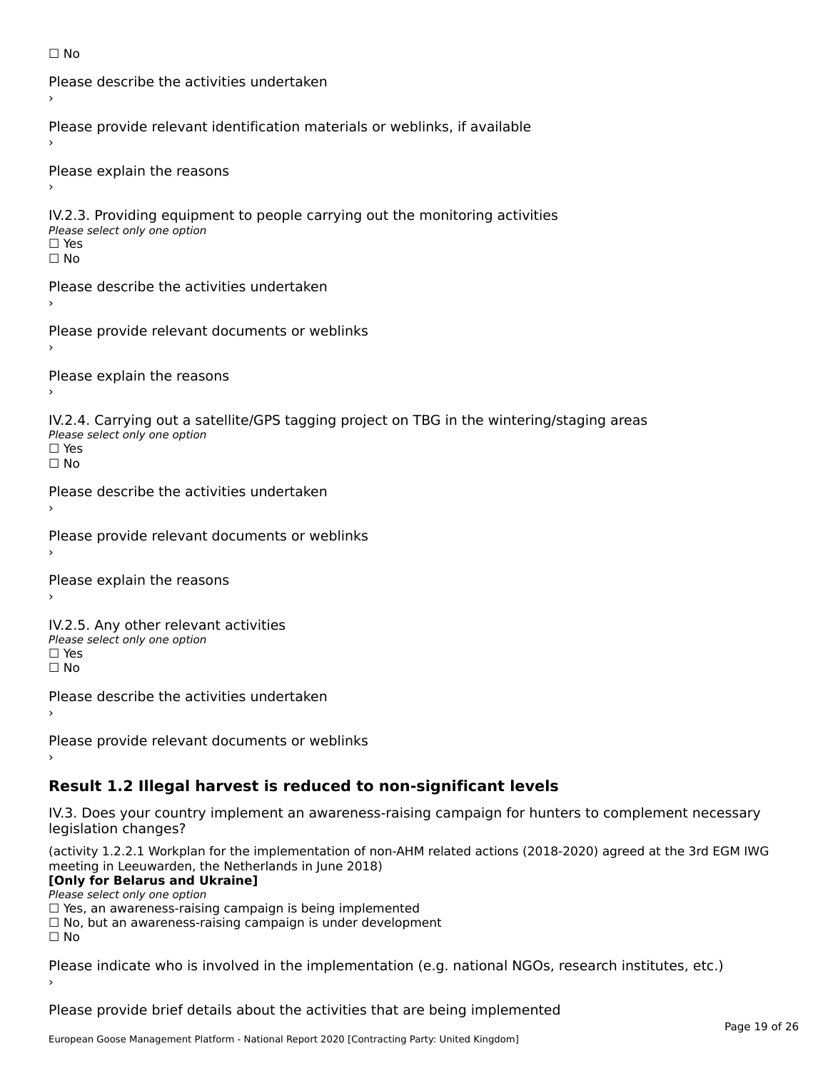☐ No

Please describe the activities undertaken
›

Please provide relevant identification materials or weblinks, if available
›

Please explain the reasons
›

IV.2.3. Providing equipment to people carrying out the monitoring activities
*Please select only one option*
☐ Yes
☐ No

Please describe the activities undertaken
›

Please provide relevant documents or weblinks
›

Please explain the reasons
›

IV.2.4. Carrying out a satellite/GPS tagging project on TBG in the wintering/staging areas
*Please select only one option*
☐ Yes
☐ No

Please describe the activities undertaken
›

Please provide relevant documents or weblinks
›

Please explain the reasons
›

IV.2.5. Any other relevant activities
*Please select only one option*
☐ Yes
☐ No

Please describe the activities undertaken
›

Please provide relevant documents or weblinks
›

## Result 1.2 Illegal harvest is reduced to non-significant levels

IV.3. Does your country implement an awareness-raising campaign for hunters to complement necessary legislation changes?

(activity 1.2.2.1 Workplan for the implementation of non-AHM related actions (2018-2020) agreed at the 3rd EGM IWG meeting in Leeuwarden, the Netherlands in June 2018)
**[Only for Belarus and Ukraine]**
*Please select only one option*
☐ Yes, an awareness-raising campaign is being implemented
☐ No, but an awareness-raising campaign is under development
☐ No

Please indicate who is involved in the implementation (e.g. national NGOs, research institutes, etc.)
›

Please provide brief details about the activities that are being implemented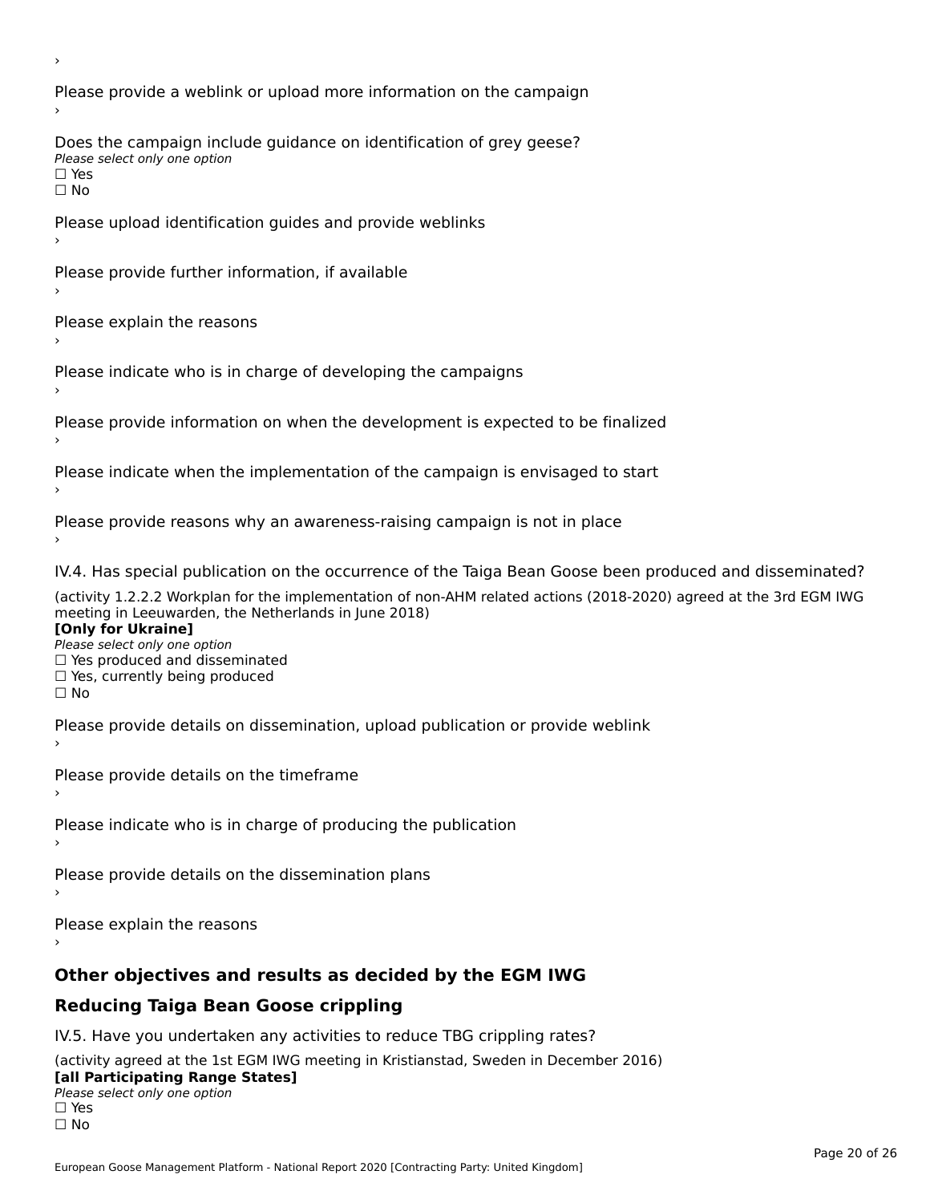›

Please provide a weblink or upload more information on the campaign

›

Does the campaign include guidance on identification of grey geese?

*Please select only one option*

☐ Yes

☐ No

Please upload identification guides and provide weblinks

›

Please provide further information, if available

›

Please explain the reasons

›

Please indicate who is in charge of developing the campaigns

›

Please provide information on when the development is expected to be finalized

›

Please indicate when the implementation of the campaign is envisaged to start

›

Please provide reasons why an awareness-raising campaign is not in place

›

IV.4. Has special publication on the occurrence of the Taiga Bean Goose been produced and disseminated?

(activity 1.2.2.2 Workplan for the implementation of non-AHM related actions (2018-2020) agreed at the 3rd EGM IWG meeting in Leeuwarden, the Netherlands in June 2018)

**[Only for Ukraine]**

*Please select only one option*

☐ Yes produced and disseminated

☐ Yes, currently being produced

☐ No

Please provide details on dissemination, upload publication or provide weblink

›

Please provide details on the timeframe

›

Please indicate who is in charge of producing the publication

›

Please provide details on the dissemination plans

›

Please explain the reasons

›

## Other objectives and results as decided by the EGM IWG

## Reducing Taiga Bean Goose crippling

IV.5. Have you undertaken any activities to reduce TBG crippling rates?

(activity agreed at the 1st EGM IWG meeting in Kristianstad, Sweden in December 2016)

**[all Participating Range States]**

*Please select only one option*

☐ Yes

☐ No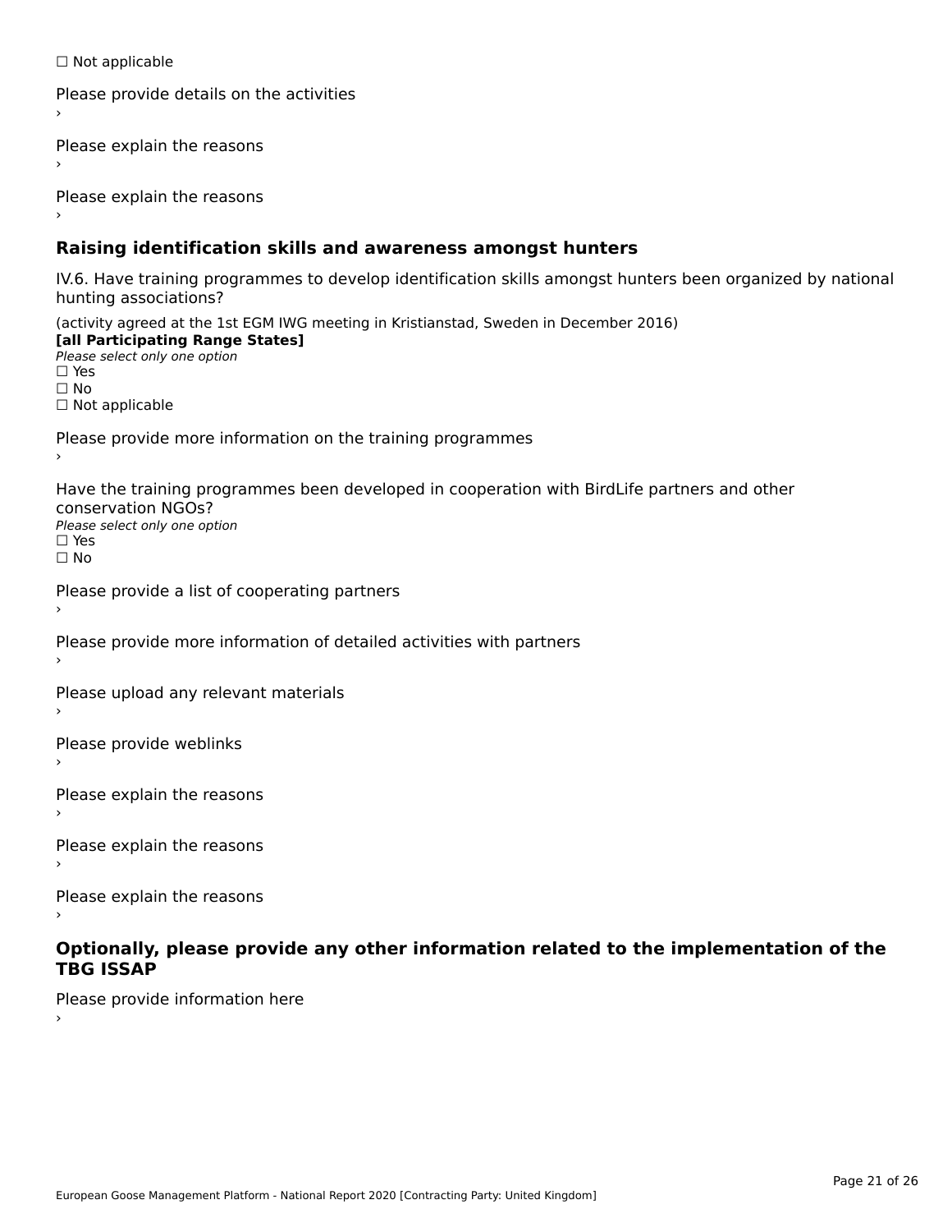☐ Not applicable

Please provide details on the activities
›

Please explain the reasons
›

Please explain the reasons
›

## Raising identification skills and awareness amongst hunters

IV.6. Have training programmes to develop identification skills amongst hunters been organized by national hunting associations?

(activity agreed at the 1st EGM IWG meeting in Kristianstad, Sweden in December 2016)
**[all Participating Range States]**
*Please select only one option*
☐ Yes
☐ No
☐ Not applicable

Please provide more information on the training programmes
›

Have the training programmes been developed in cooperation with BirdLife partners and other conservation NGOs?
*Please select only one option*
☐ Yes
☐ No

Please provide a list of cooperating partners
›

Please provide more information of detailed activities with partners
›

Please upload any relevant materials
›

Please provide weblinks
›

Please explain the reasons
›

Please explain the reasons
›

Please explain the reasons
›

## Optionally, please provide any other information related to the implementation of the TBG ISSAP

Please provide information here
›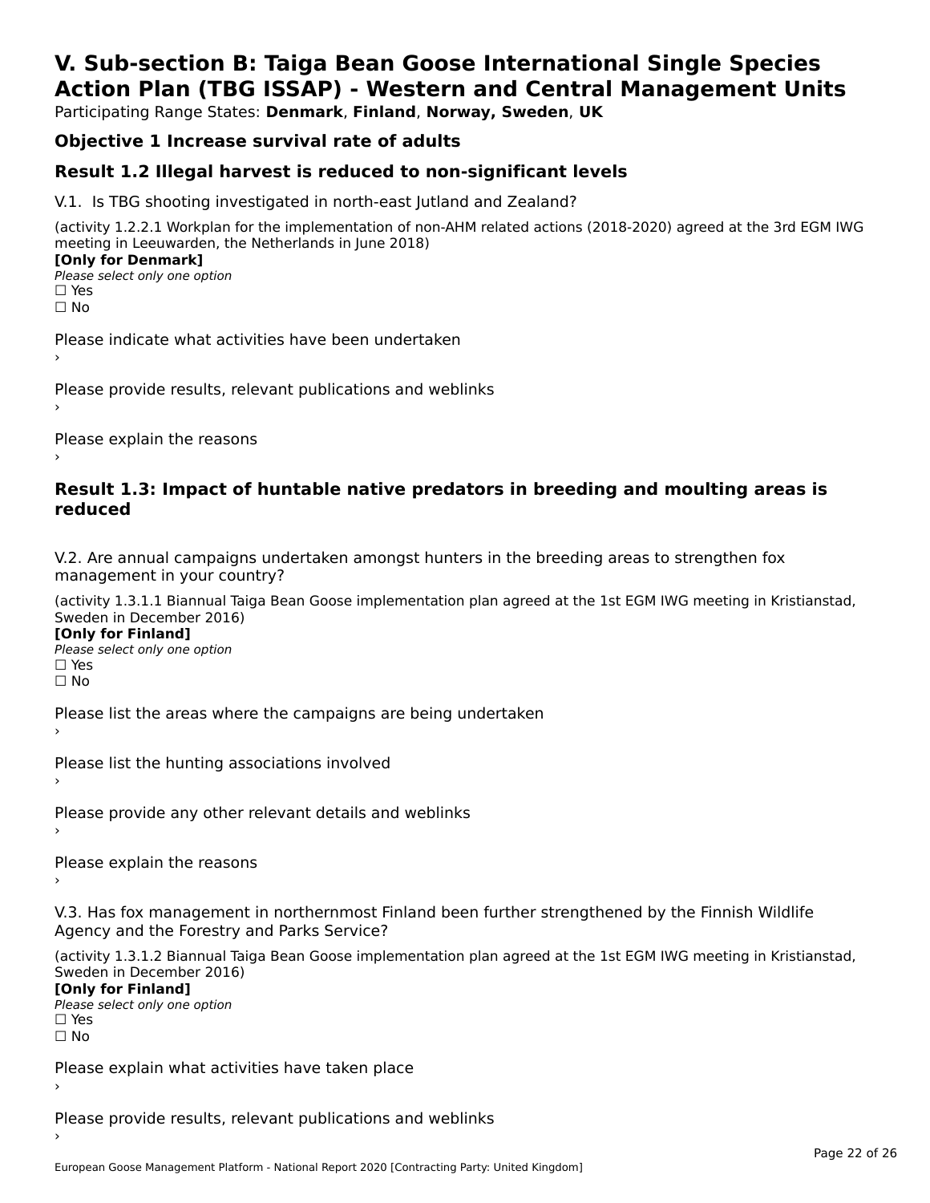# V. Sub-section B: Taiga Bean Goose International Single Species Action Plan (TBG ISSAP) - Western and Central Management Units

Participating Range States: **Denmark**, **Finland**, **Norway, Sweden**, **UK**

## Objective 1 Increase survival rate of adults

## Result 1.2 Illegal harvest is reduced to non-significant levels

V.1. Is TBG shooting investigated in north-east Jutland and Zealand?

(activity 1.2.2.1 Workplan for the implementation of non-AHM related actions (2018-2020) agreed at the 3rd EGM IWG meeting in Leeuwarden, the Netherlands in June 2018)

**[Only for Denmark]**

*Please select only one option*

☐ Yes

☐ No

Please indicate what activities have been undertaken

›

Please provide results, relevant publications and weblinks

›

Please explain the reasons

›

## Result 1.3: Impact of huntable native predators in breeding and moulting areas is reduced

V.2. Are annual campaigns undertaken amongst hunters in the breeding areas to strengthen fox management in your country?

(activity 1.3.1.1 Biannual Taiga Bean Goose implementation plan agreed at the 1st EGM IWG meeting in Kristianstad, Sweden in December 2016)

**[Only for Finland]**

*Please select only one option*

☐ Yes

☐ No

Please list the areas where the campaigns are being undertaken

›

Please list the hunting associations involved

›

Please provide any other relevant details and weblinks

›

Please explain the reasons

›

V.3. Has fox management in northernmost Finland been further strengthened by the Finnish Wildlife Agency and the Forestry and Parks Service?

(activity 1.3.1.2 Biannual Taiga Bean Goose implementation plan agreed at the 1st EGM IWG meeting in Kristianstad, Sweden in December 2016)

**[Only for Finland]**

*Please select only one option*

☐ Yes

☐ No

Please explain what activities have taken place

›

Please provide results, relevant publications and weblinks

›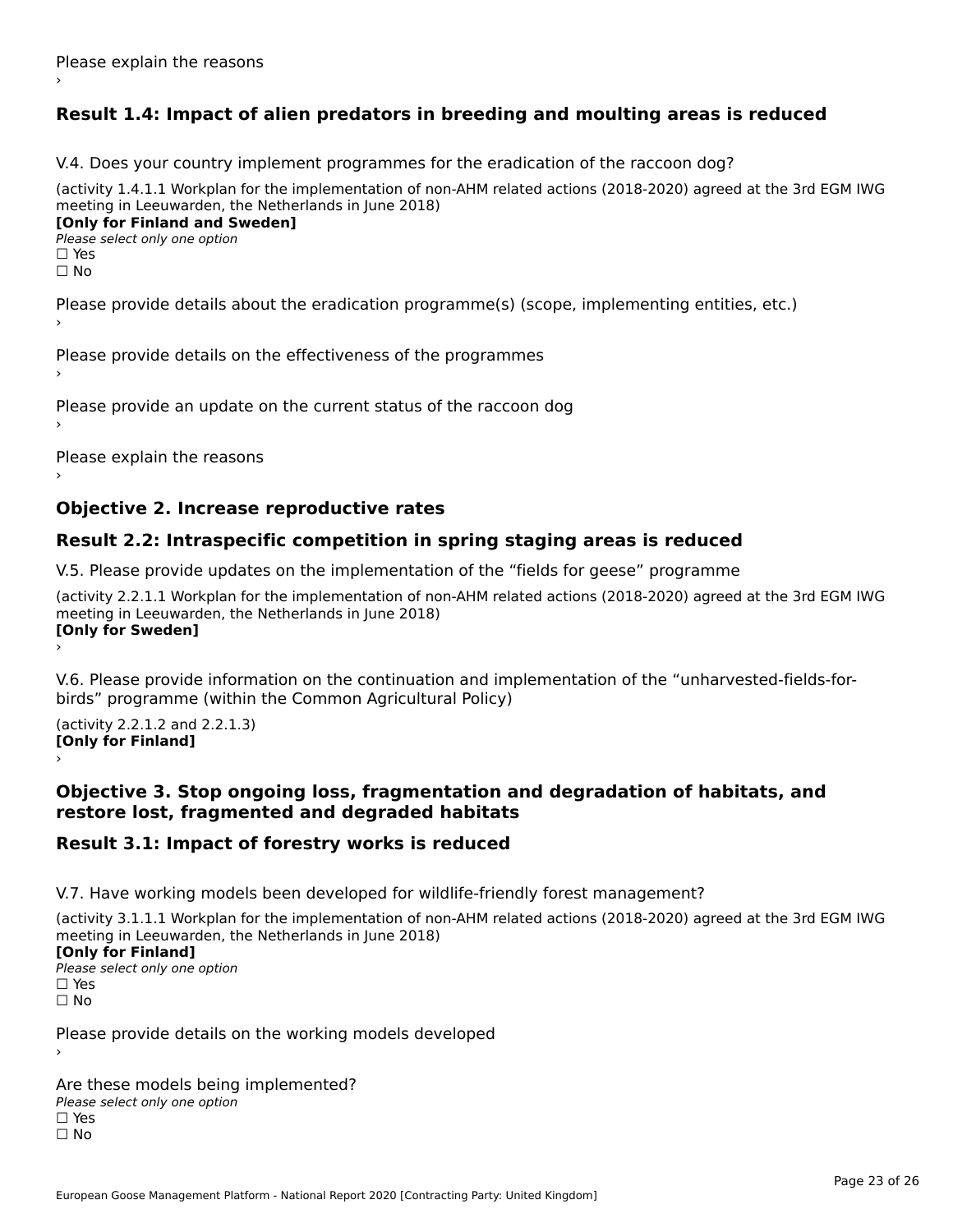Please explain the reasons
›

## Result 1.4: Impact of alien predators in breeding and moulting areas is reduced

V.4. Does your country implement programmes for the eradication of the raccoon dog?

(activity 1.4.1.1 Workplan for the implementation of non-AHM related actions (2018-2020) agreed at the 3rd EGM IWG meeting in Leeuwarden, the Netherlands in June 2018)
**[Only for Finland and Sweden]**
*Please select only one option*
☐ Yes
☐ No

Please provide details about the eradication programme(s) (scope, implementing entities, etc.)
›

Please provide details on the effectiveness of the programmes
›

Please provide an update on the current status of the raccoon dog
›

Please explain the reasons
›

# Objective 2. Increase reproductive rates

## Result 2.2: Intraspecific competition in spring staging areas is reduced

V.5. Please provide updates on the implementation of the “fields for geese” programme

(activity 2.2.1.1 Workplan for the implementation of non-AHM related actions (2018-2020) agreed at the 3rd EGM IWG meeting in Leeuwarden, the Netherlands in June 2018)
**[Only for Sweden]**
›

V.6. Please provide information on the continuation and implementation of the “unharvested-fields-for-birds” programme (within the Common Agricultural Policy)

(activity 2.2.1.2 and 2.2.1.3)
**[Only for Finland]**
›

# Objective 3. Stop ongoing loss, fragmentation and degradation of habitats, and restore lost, fragmented and degraded habitats

## Result 3.1: Impact of forestry works is reduced

V.7. Have working models been developed for wildlife-friendly forest management?

(activity 3.1.1.1 Workplan for the implementation of non-AHM related actions (2018-2020) agreed at the 3rd EGM IWG meeting in Leeuwarden, the Netherlands in June 2018)
**[Only for Finland]**
*Please select only one option*
☐ Yes
☐ No

Please provide details on the working models developed
›

Are these models being implemented?
*Please select only one option*
☐ Yes
☐ No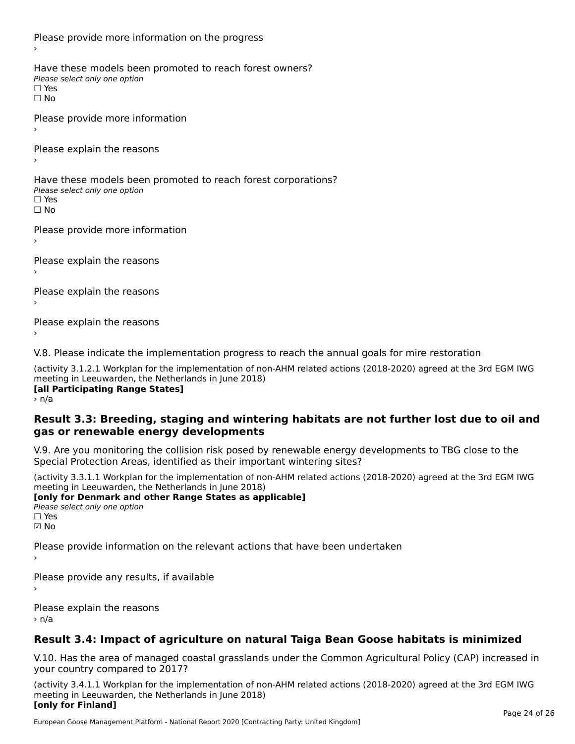Please provide more information on the progress
›

Have these models been promoted to reach forest owners?
*Please select only one option*
☐ Yes
☐ No

Please provide more information
›

Please explain the reasons
›

Have these models been promoted to reach forest corporations?
*Please select only one option*
☐ Yes
☐ No

Please provide more information
›

Please explain the reasons
›

Please explain the reasons
›

Please explain the reasons
›

V.8. Please indicate the implementation progress to reach the annual goals for mire restoration

(activity 3.1.2.1 Workplan for the implementation of non-AHM related actions (2018-2020) agreed at the 3rd EGM IWG meeting in Leeuwarden, the Netherlands in June 2018)
**[all Participating Range States]**
› n/a

## Result 3.3: Breeding, staging and wintering habitats are not further lost due to oil and gas or renewable energy developments

V.9. Are you monitoring the collision risk posed by renewable energy developments to TBG close to the Special Protection Areas, identified as their important wintering sites?

(activity 3.3.1.1 Workplan for the implementation of non-AHM related actions (2018-2020) agreed at the 3rd EGM IWG meeting in Leeuwarden, the Netherlands in June 2018)
**[only for Denmark and other Range States as applicable]**
*Please select only one option*
☐ Yes
☑ No

Please provide information on the relevant actions that have been undertaken
›

Please provide any results, if available
›

Please explain the reasons
› n/a

## Result 3.4: Impact of agriculture on natural Taiga Bean Goose habitats is minimized

V.10. Has the area of managed coastal grasslands under the Common Agricultural Policy (CAP) increased in your country compared to 2017?

(activity 3.4.1.1 Workplan for the implementation of non-AHM related actions (2018-2020) agreed at the 3rd EGM IWG meeting in Leeuwarden, the Netherlands in June 2018)
**[only for Finland]**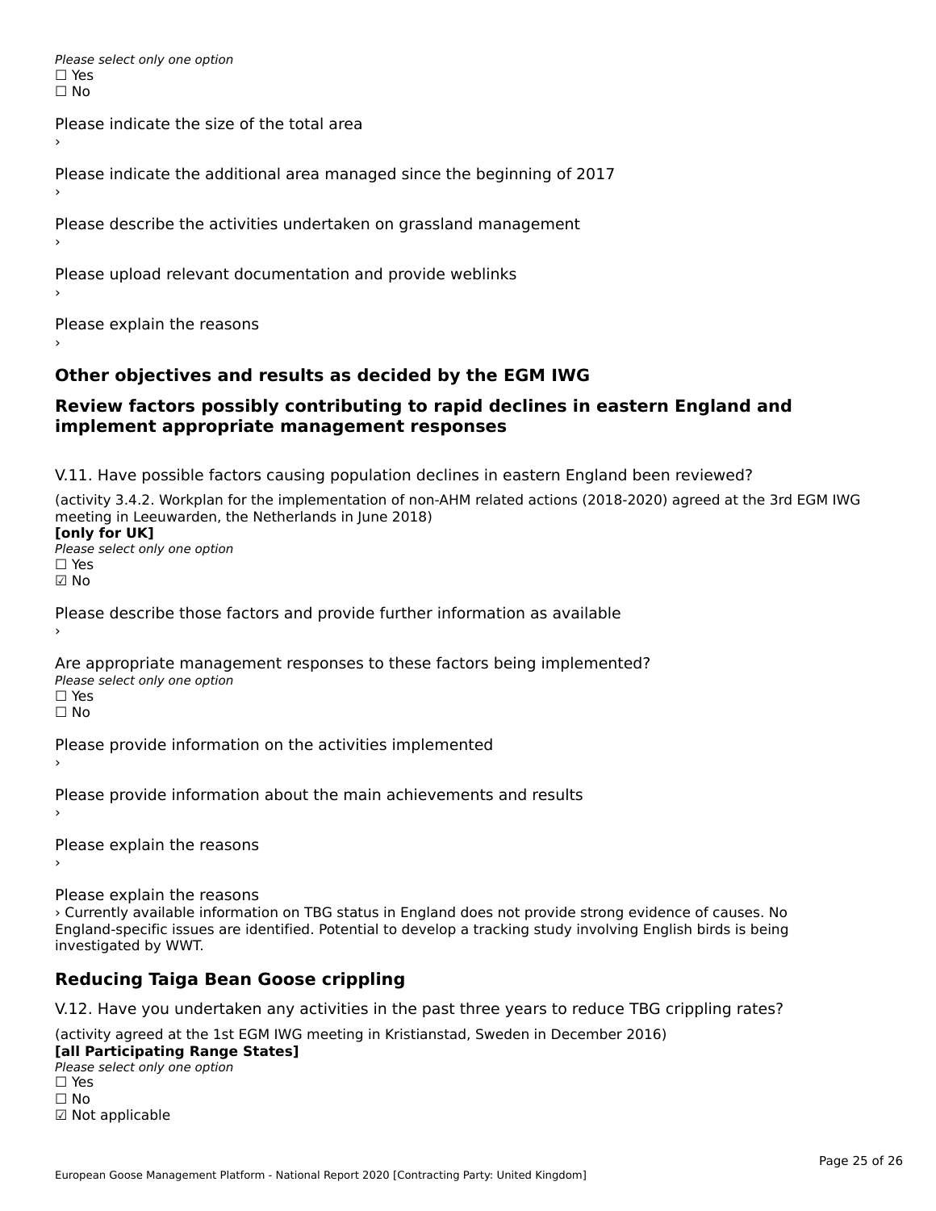*Please select only one option*
☐ Yes
☐ No

Please indicate the size of the total area
›

Please indicate the additional area managed since the beginning of 2017
›

Please describe the activities undertaken on grassland management
›

Please upload relevant documentation and provide weblinks
›

Please explain the reasons
›

## Other objectives and results as decided by the EGM IWG

## Review factors possibly contributing to rapid declines in eastern England and implement appropriate management responses

V.11. Have possible factors causing population declines in eastern England been reviewed?

(activity 3.4.2. Workplan for the implementation of non-AHM related actions (2018-2020) agreed at the 3rd EGM IWG meeting in Leeuwarden, the Netherlands in June 2018)
**[only for UK]**
*Please select only one option*
☐ Yes
☑ No

Please describe those factors and provide further information as available
›

Are appropriate management responses to these factors being implemented?
*Please select only one option*
☐ Yes
☐ No

Please provide information on the activities implemented
›

Please provide information about the main achievements and results
›

Please explain the reasons
›

Please explain the reasons
› Currently available information on TBG status in England does not provide strong evidence of causes. No England-specific issues are identified. Potential to develop a tracking study involving English birds is being investigated by WWT.

## Reducing Taiga Bean Goose crippling

V.12. Have you undertaken any activities in the past three years to reduce TBG crippling rates?

(activity agreed at the 1st EGM IWG meeting in Kristianstad, Sweden in December 2016)
**[all Participating Range States]**
*Please select only one option*
☐ Yes
☐ No
☑ Not applicable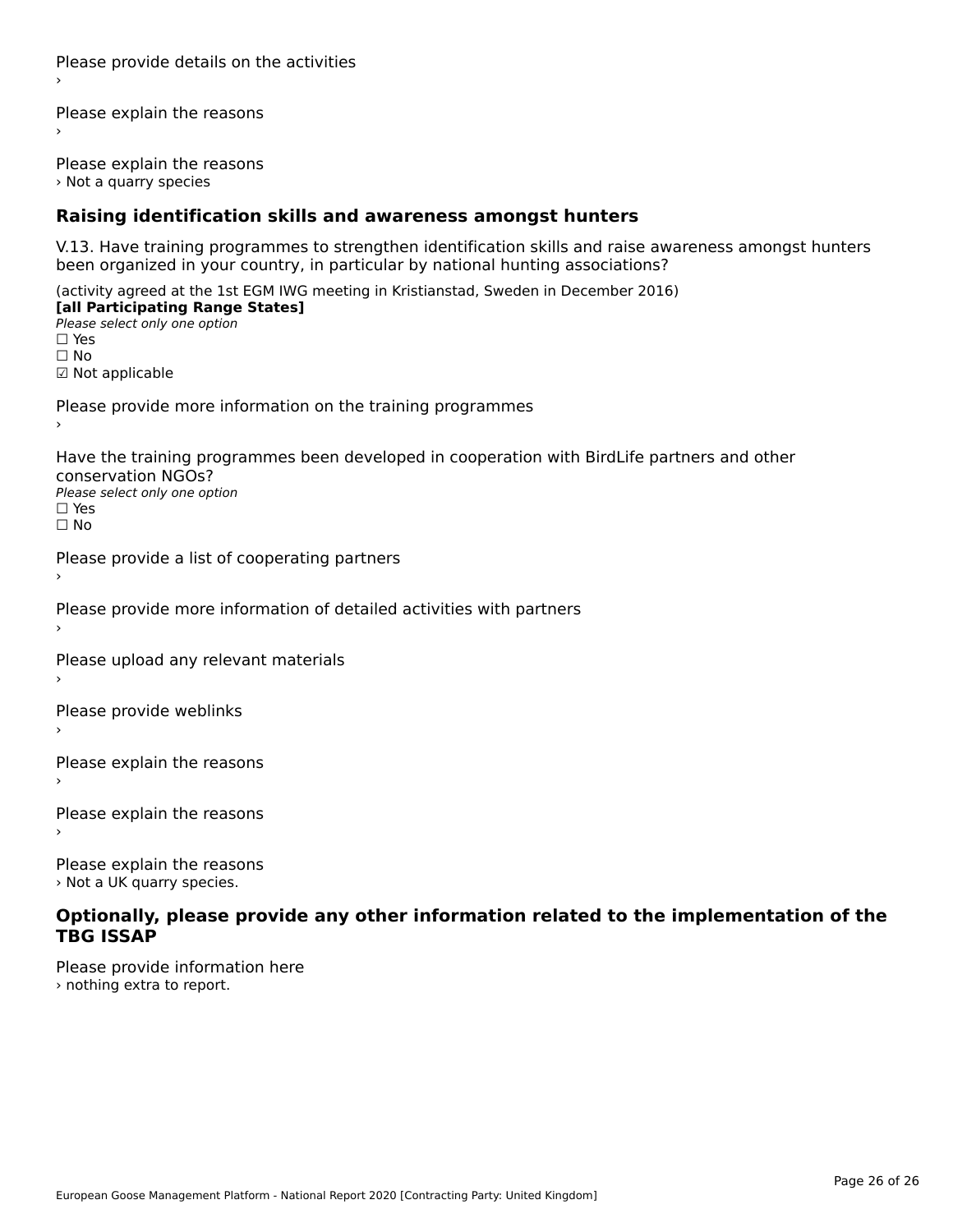Please provide details on the activities
›

Please explain the reasons
›

Please explain the reasons
› Not a quarry species

## Raising identification skills and awareness amongst hunters

V.13. Have training programmes to strengthen identification skills and raise awareness amongst hunters been organized in your country, in particular by national hunting associations?

(activity agreed at the 1st EGM IWG meeting in Kristianstad, Sweden in December 2016)
**[all Participating Range States]**
*Please select only one option*
☐ Yes
☐ No
☑ Not applicable

Please provide more information on the training programmes
›

Have the training programmes been developed in cooperation with BirdLife partners and other conservation NGOs?
*Please select only one option*
☐ Yes
☐ No

Please provide a list of cooperating partners
›

Please provide more information of detailed activities with partners
›

Please upload any relevant materials
›

Please provide weblinks
›

Please explain the reasons
›

Please explain the reasons
›

Please explain the reasons
› Not a UK quarry species.

## Optionally, please provide any other information related to the implementation of the TBG ISSAP

Please provide information here
› nothing extra to report.